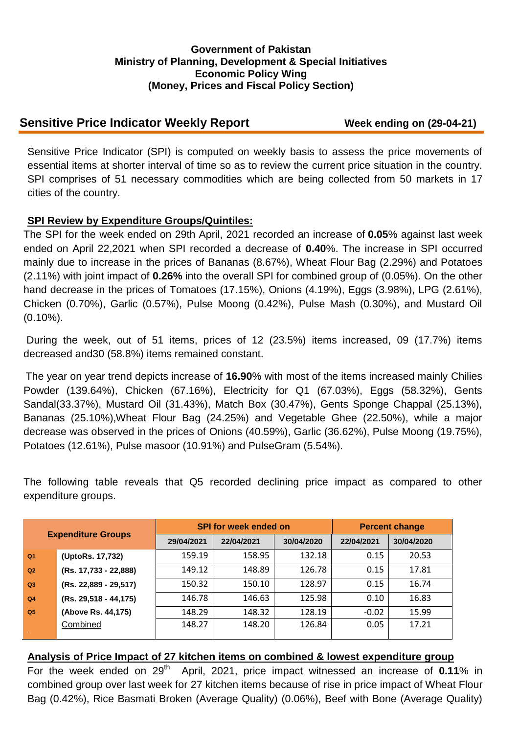**Government of Pakistan**
**Ministry of Planning, Development & Special Initiatives**
**Economic Policy Wing**
**(Money, Prices and Fiscal Policy Section)**

## Sensitive Price Indicator Weekly Report

**Week ending on (29-04-21)**

Sensitive Price Indicator (SPI) is computed on weekly basis to assess the price movements of essential items at shorter interval of time so as to review the current price situation in the country. SPI comprises of 51 necessary commodities which are being collected from 50 markets in 17 cities of the country.

### SPI Review by Expenditure Groups/Quintiles:

The SPI for the week ended on 29th April, 2021 recorded an increase of **0.05**% against last week ended on April 22,2021 when SPI recorded a decrease of **0.40**%. The increase in SPI occurred mainly due to increase in the prices of Bananas (8.67%), Wheat Flour Bag (2.29%) and Potatoes (2.11%) with joint impact of **0.26%** into the overall SPI for combined group of (0.05%). On the other hand decrease in the prices of Tomatoes (17.15%), Onions (4.19%), Eggs (3.98%), LPG (2.61%), Chicken (0.70%), Garlic (0.57%), Pulse Moong (0.42%), Pulse Mash (0.30%), and Mustard Oil (0.10%).

During the week, out of 51 items, prices of 12 (23.5%) items increased, 09 (17.7%) items decreased and30 (58.8%) items remained constant.

The year on year trend depicts increase of **16.90**% with most of the items increased mainly Chilies Powder (139.64%), Chicken (67.16%), Electricity for Q1 (67.03%), Eggs (58.32%), Gents Sandal(33.37%), Mustard Oil (31.43%), Match Box (30.47%), Gents Sponge Chappal (25.13%), Bananas (25.10%),Wheat Flour Bag (24.25%) and Vegetable Ghee (22.50%), while a major decrease was observed in the prices of Onions (40.59%), Garlic (36.62%), Pulse Moong (19.75%), Potatoes (12.61%), Pulse masoor (10.91%) and PulseGram (5.54%).

The following table reveals that Q5 recorded declining price impact as compared to other expenditure groups.

| Expenditure Groups | | SPI for week ended on | | | Percent change | |
|---|---|---|---|---|---|---|
| | | 29/04/2021 | 22/04/2021 | 30/04/2020 | 22/04/2021 | 30/04/2020 |
| Q1 | (UptoRs. 17,732) | 159.19 | 158.95 | 132.18 | 0.15 | 20.53 |
| Q2 | (Rs. 17,733 - 22,888) | 149.12 | 148.89 | 126.78 | 0.15 | 17.81 |
| Q3 | (Rs. 22,889 - 29,517) | 150.32 | 150.10 | 128.97 | 0.15 | 16.74 |
| Q4 | (Rs. 29,518 - 44,175) | 146.78 | 146.63 | 125.98 | 0.10 | 16.83 |
| Q5 | (Above Rs. 44,175) | 148.29 | 148.32 | 128.19 | -0.02 | 15.99 |
| | Combined | 148.27 | 148.20 | 126.84 | 0.05 | 17.21 |

### Analysis of Price Impact of 27 kitchen items on combined & lowest expenditure group

For the week ended on 29th April, 2021, price impact witnessed an increase of **0.11**% in combined group over last week for 27 kitchen items because of rise in price impact of Wheat Flour Bag (0.42%), Rice Basmati Broken (Average Quality) (0.06%), Beef with Bone (Average Quality)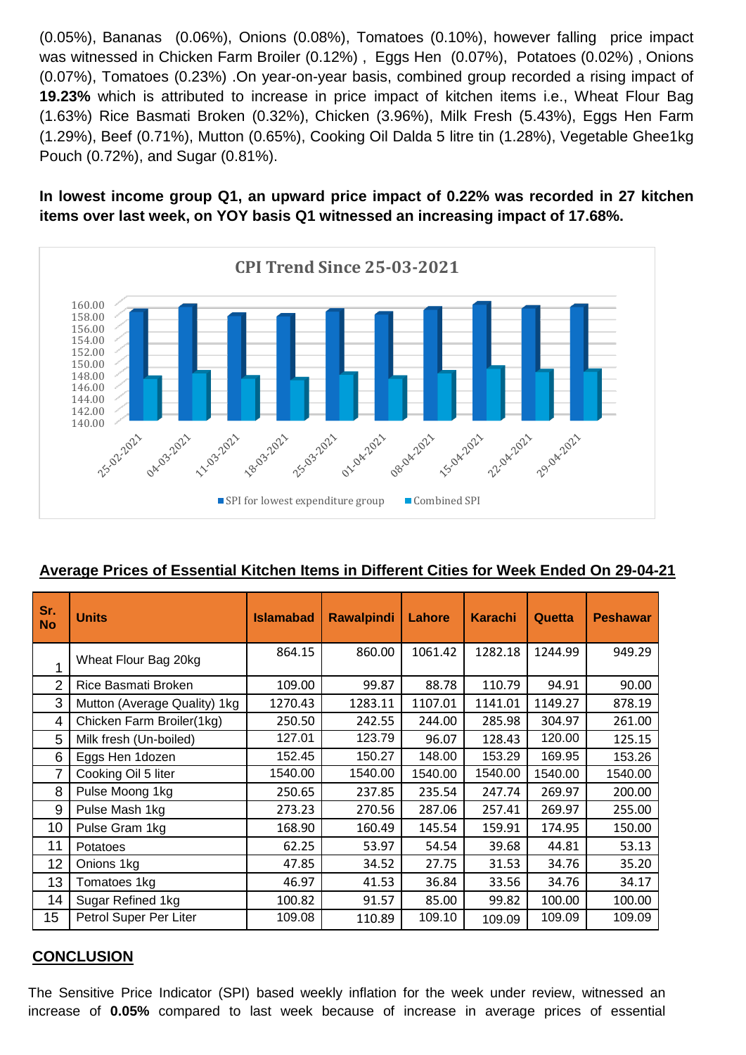(0.05%), Bananas (0.06%), Onions (0.08%), Tomatoes (0.10%), however falling price impact was witnessed in Chicken Farm Broiler (0.12%) , Eggs Hen (0.07%), Potatoes (0.02%) , Onions (0.07%), Tomatoes (0.23%) .On year-on-year basis, combined group recorded a rising impact of **19.23%** which is attributed to increase in price impact of kitchen items i.e., Wheat Flour Bag (1.63%) Rice Basmati Broken (0.32%), Chicken (3.96%), Milk Fresh (5.43%), Eggs Hen Farm (1.29%), Beef (0.71%), Mutton (0.65%), Cooking Oil Dalda 5 litre tin (1.28%), Vegetable Ghee1kg Pouch (0.72%), and Sugar (0.81%).

**In lowest income group Q1, an upward price impact of 0.22% was recorded in 27 kitchen items over last week, on YOY basis Q1 witnessed an increasing impact of 17.68%.**

CPI Trend Since 25-03-2021

160.00
158.00
156.00
154.00
152.00
150.00
148.00
146.00
144.00
142.00
140.00

25-02-2021
04-03-2021
11-03-2021
18-03-2021
25-03-2021
01-04-2021
08-04-2021
15-04-2021
22-04-2021
29-04-2021

SPI for lowest expenditure group
Combined SPI

## Average Prices of Essential Kitchen Items in Different Cities for Week Ended On 29-04-21

| Sr. No | Units | Islamabad | Rawalpindi | Lahore | Karachi | Quetta | Peshawar |
|---|---|---|---|---|---|---|---|
| 1 | Wheat Flour Bag 20kg | 864.15 | 860.00 | 1061.42 | 1282.18 | 1244.99 | 949.29 |
| 2 | Rice Basmati Broken | 109.00 | 99.87 | 88.78 | 110.79 | 94.91 | 90.00 |
| 3 | Mutton (Average Quality) 1kg | 1270.43 | 1283.11 | 1107.01 | 1141.01 | 1149.27 | 878.19 |
| 4 | Chicken Farm Broiler(1kg) | 250.50 | 242.55 | 244.00 | 285.98 | 304.97 | 261.00 |
| 5 | Milk fresh (Un-boiled) | 127.01 | 123.79 | 96.07 | 128.43 | 120.00 | 125.15 |
| 6 | Eggs Hen 1dozen | 152.45 | 150.27 | 148.00 | 153.29 | 169.95 | 153.26 |
| 7 | Cooking Oil 5 liter | 1540.00 | 1540.00 | 1540.00 | 1540.00 | 1540.00 | 1540.00 |
| 8 | Pulse Moong 1kg | 250.65 | 237.85 | 235.54 | 247.74 | 269.97 | 200.00 |
| 9 | Pulse Mash 1kg | 273.23 | 270.56 | 287.06 | 257.41 | 269.97 | 255.00 |
| 10 | Pulse Gram 1kg | 168.90 | 160.49 | 145.54 | 159.91 | 174.95 | 150.00 |
| 11 | Potatoes | 62.25 | 53.97 | 54.54 | 39.68 | 44.81 | 53.13 |
| 12 | Onions 1kg | 47.85 | 34.52 | 27.75 | 31.53 | 34.76 | 35.20 |
| 13 | Tomatoes 1kg | 46.97 | 41.53 | 36.84 | 33.56 | 34.76 | 34.17 |
| 14 | Sugar Refined 1kg | 100.82 | 91.57 | 85.00 | 99.82 | 100.00 | 100.00 |
| 15 | Petrol Super Per Liter | 109.08 | 110.89 | 109.10 | 109.09 | 109.09 | 109.09 |

## CONCLUSION

The Sensitive Price Indicator (SPI) based weekly inflation for the week under review, witnessed an increase of **0.05%** compared to last week because of increase in average prices of essential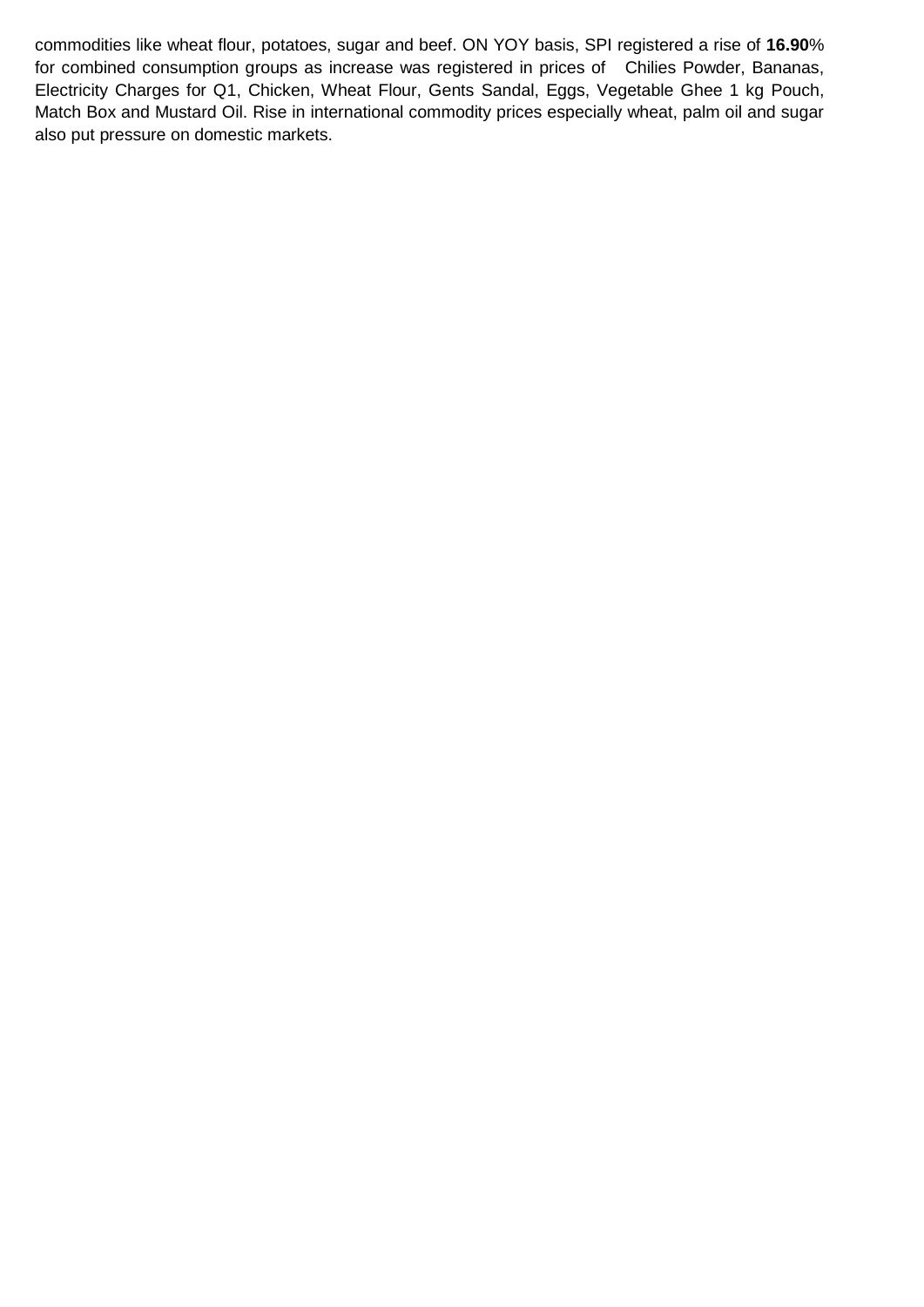commodities like wheat flour, potatoes, sugar and beef. ON YOY basis, SPI registered a rise of **16.90**% for combined consumption groups as increase was registered in prices of Chilies Powder, Bananas, Electricity Charges for Q1, Chicken, Wheat Flour, Gents Sandal, Eggs, Vegetable Ghee 1 kg Pouch, Match Box and Mustard Oil. Rise in international commodity prices especially wheat, palm oil and sugar also put pressure on domestic markets.